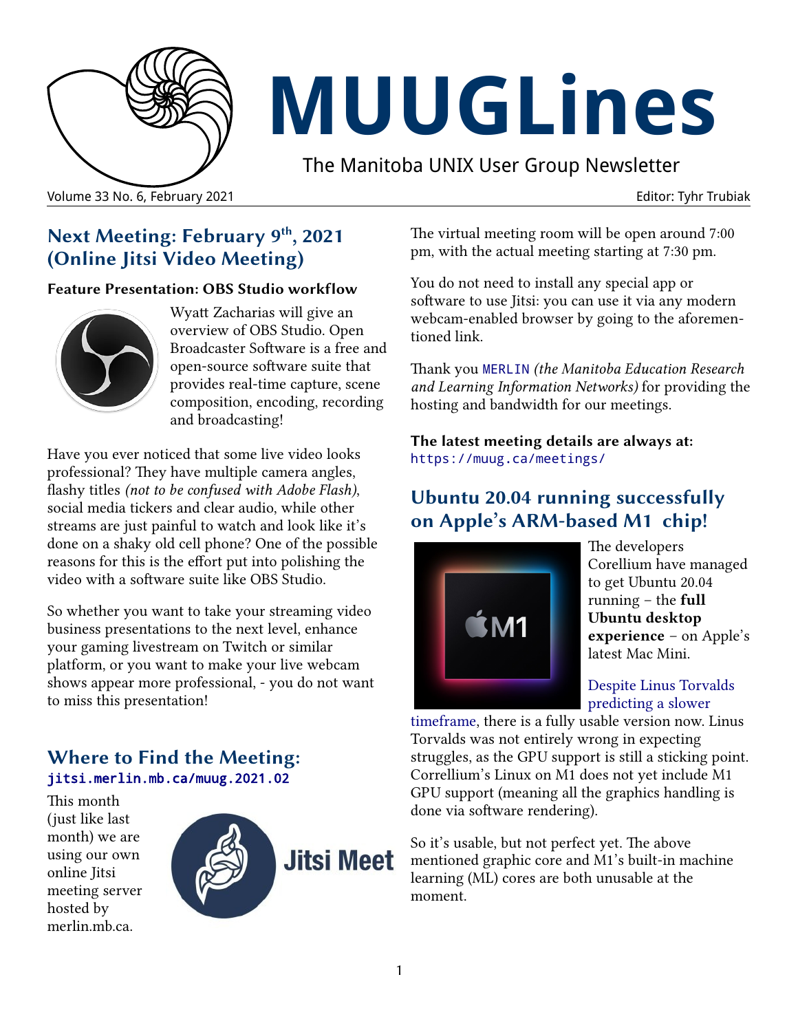# MUUGLines

The Manitoba UNIX User Group Newsletter

Volume 33 No. 6, February 2021 — Editor: Tyhr Trubiak

## Next Meeting: February 9th, 2021 (Online Jitsi Video Meeting)

**Feature Presentation: OBS Studio workflow**

Wyatt Zacharias will give an overview of OBS Studio. Open Broadcaster Software is a free and open-source software suite that provides real-time capture, scene composition, encoding, recording and broadcasting!

Have you ever noticed that some live video looks professional? They have multiple camera angles, flashy titles *(not to be confused with Adobe Flash)*, social media tickers and clear audio, while other streams are just painful to watch and look like it's done on a shaky old cell phone? One of the possible reasons for this is the effort put into polishing the video with a software suite like OBS Studio.

So whether you want to take your streaming video business presentations to the next level, enhance your gaming livestream on Twitch or similar platform, or you want to make your live webcam shows appear more professional, - you do not want to miss this presentation!

## Where to Find the Meeting: jitsi.merlin.mb.ca/muug.2021.02

This month (just like last month) we are using our own online Jitsi meeting server hosted by merlin.mb.ca.

The virtual meeting room will be open around 7:00 pm, with the actual meeting starting at 7:30 pm.

You do not need to install any special app or software to use Jitsi: you can use it via any modern webcam-enabled browser by going to the aforementioned link.

Thank you MERLIN *(the Manitoba Education Research and Learning Information Networks)* for providing the hosting and bandwidth for our meetings.

**The latest meeting details are always at:**
https://muug.ca/meetings/

## Ubuntu 20.04 running successfully on Apple's ARM-based M1 chip!

The developers Corellium have managed to get Ubuntu 20.04 running – the **full Ubuntu desktop experience** – on Apple's latest Mac Mini.

Despite Linus Torvalds predicting a slower timeframe, there is a fully usable version now. Linus Torvalds was not entirely wrong in expecting struggles, as the GPU support is still a sticking point. Corellium's Linux on M1 does not yet include M1 GPU support (meaning all the graphics handling is done via software rendering).

So it's usable, but not perfect yet. The above mentioned graphic core and M1's built-in machine learning (ML) cores are both unusable at the moment.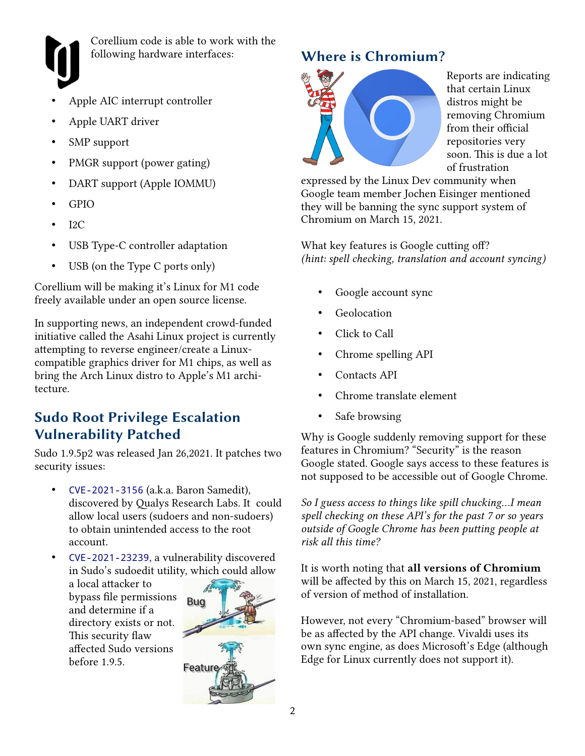Corellium code is able to work with the following hardware interfaces:

- Apple AIC interrupt controller
- Apple UART driver
- SMP support
- PMGR support (power gating)
- DART support (Apple IOMMU)
- GPIO
- I2C
- USB Type-C controller adaptation
- USB (on the Type C ports only)

Corellium will be making it's Linux for M1 code freely available under an open source license.

In supporting news, an independent crowd-funded initiative called the Asahi Linux project is currently attempting to reverse engineer/create a Linux-compatible graphics driver for M1 chips, as well as bring the Arch Linux distro to Apple's M1 architecture.

## Sudo Root Privilege Escalation Vulnerability Patched

Sudo 1.9.5p2 was released Jan 26,2021. It patches two security issues:

- CVE-2021-3156 (a.k.a. Baron Samedit), discovered by Qualys Research Labs. It could allow local users (sudoers and non-sudoers) to obtain unintended access to the root account.
- CVE-2021-23239, a vulnerability discovered in Sudo's sudoedit utility, which could allow a local attacker to bypass file permissions and determine if a directory exists or not. This security flaw affected Sudo versions before 1.9.5.

## Where is Chromium?

Reports are indicating that certain Linux distros might be removing Chromium from their official repositories very soon. This is due a lot of frustration expressed by the Linux Dev community when Google team member Jochen Eisinger mentioned they will be banning the sync support system of Chromium on March 15, 2021.

What key features is Google cutting off?
*(hint: spell checking, translation and account syncing)*

- Google account sync
- Geolocation
- Click to Call
- Chrome spelling API
- Contacts API
- Chrome translate element
- Safe browsing

Why is Google suddenly removing support for these features in Chromium? "Security" is the reason Google stated. Google says access to these features is not supposed to be accessible out of Google Chrome.

*So I guess access to things like spill chucking...I mean spell checking on these API's for the past 7 or so years outside of Google Chrome has been putting people at risk all this time?*

It is worth noting that **all versions of Chromium** will be affected by this on March 15, 2021, regardless of version of method of installation.

However, not every "Chromium-based" browser will be as affected by the API change. Vivaldi uses its own sync engine, as does Microsoft's Edge (although Edge for Linux currently does not support it).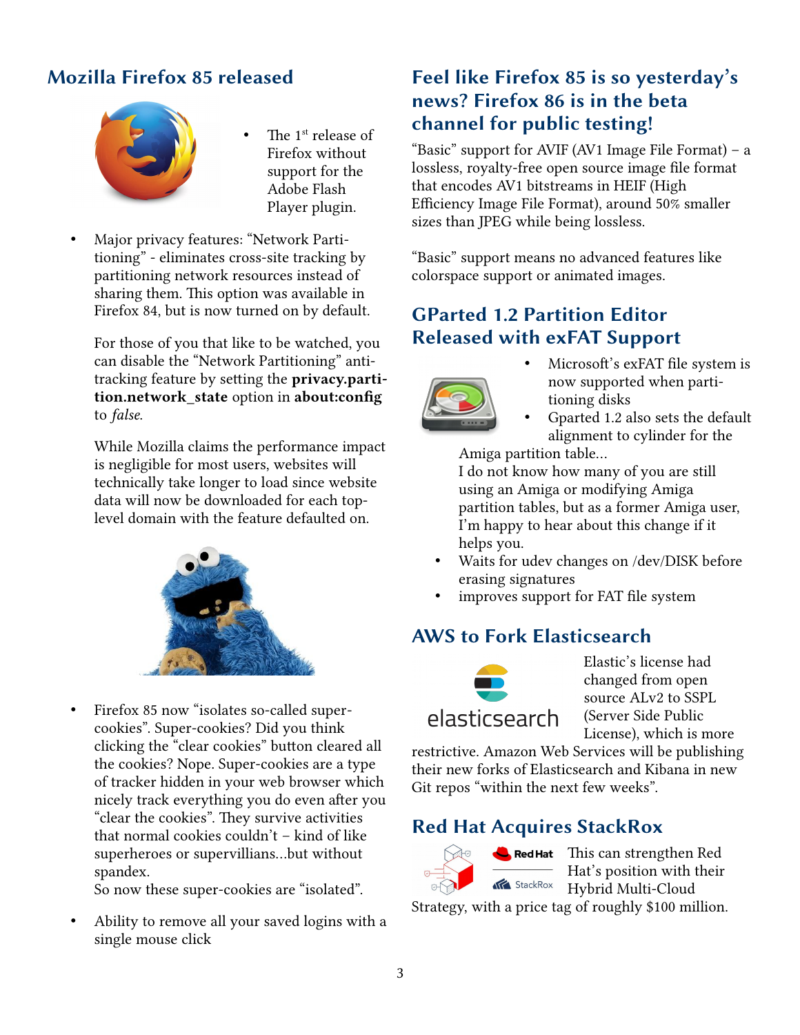## Mozilla Firefox 85 released

- The 1st release of Firefox without support for the Adobe Flash Player plugin.

- Major privacy features: "Network Partitioning" - eliminates cross-site tracking by partitioning network resources instead of sharing them. This option was available in Firefox 84, but is now turned on by default.

  For those of you that like to be watched, you can disable the "Network Partitioning" anti-tracking feature by setting the **privacy.partition.network_state** option in **about:config** to *false*.

  While Mozilla claims the performance impact is negligible for most users, websites will technically take longer to load since website data will now be downloaded for each top-level domain with the feature defaulted on.

- Firefox 85 now "isolates so-called super-cookies". Super-cookies? Did you think clicking the "clear cookies" button cleared all the cookies? Nope. Super-cookies are a type of tracker hidden in your web browser which nicely track everything you do even after you "clear the cookies". They survive activities that normal cookies couldn't – kind of like superheroes or supervillians...but without spandex.
  So now these super-cookies are "isolated".

- Ability to remove all your saved logins with a single mouse click

## Feel like Firefox 85 is so yesterday's news? Firefox 86 is in the beta channel for public testing!

"Basic" support for AVIF (AV1 Image File Format) – a lossless, royalty-free open source image file format that encodes AV1 bitstreams in HEIF (High Efficiency Image File Format), around 50% smaller sizes than JPEG while being lossless.

"Basic" support means no advanced features like colorspace support or animated images.

## GParted 1.2 Partition Editor Released with exFAT Support

- Microsoft's exFAT file system is now supported when partitioning disks
- Gparted 1.2 also sets the default alignment to cylinder for the Amiga partition table...
  I do not know how many of you are still using an Amiga or modifying Amiga partition tables, but as a former Amiga user, I'm happy to hear about this change if it helps you.
- Waits for udev changes on /dev/DISK before erasing signatures
- improves support for FAT file system

## AWS to Fork Elasticsearch

Elastic's license had changed from open source ALv2 to SSPL (Server Side Public License), which is more restrictive. Amazon Web Services will be publishing their new forks of Elasticsearch and Kibana in new Git repos "within the next few weeks".

## Red Hat Acquires StackRox

This can strengthen Red Hat's position with their Hybrid Multi-Cloud Strategy, with a price tag of roughly $100 million.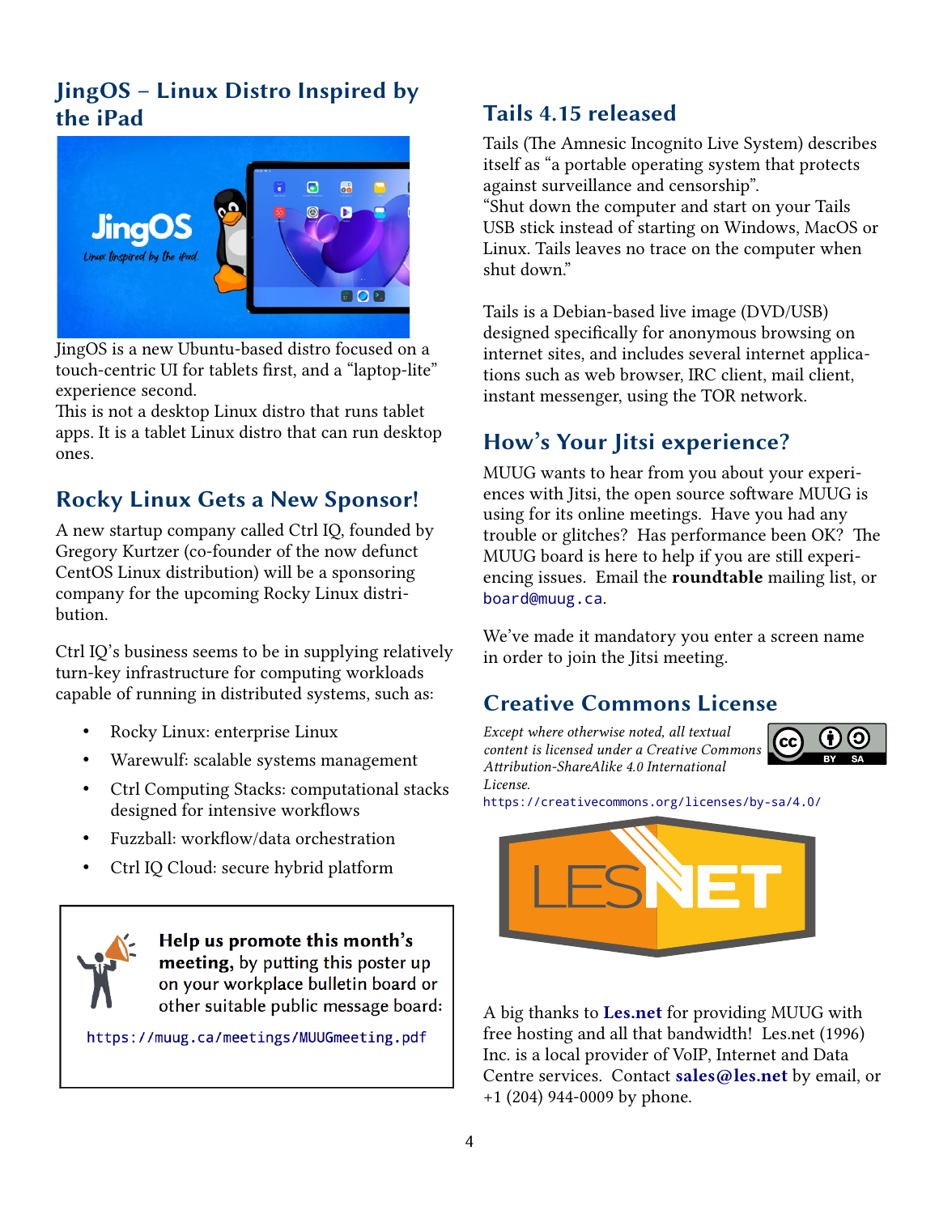## JingOS – Linux Distro Inspired by the iPad

JingOS is a new Ubuntu-based distro focused on a touch-centric UI for tablets first, and a "laptop-lite" experience second.
This is not a desktop Linux distro that runs tablet apps. It is a tablet Linux distro that can run desktop ones.

## Rocky Linux Gets a New Sponsor!

A new startup company called Ctrl IQ, founded by Gregory Kurtzer (co-founder of the now defunct CentOS Linux distribution) will be a sponsoring company for the upcoming Rocky Linux distribution.

Ctrl IQ's business seems to be in supplying relatively turn-key infrastructure for computing workloads capable of running in distributed systems, such as:

- Rocky Linux: enterprise Linux
- Warewulf: scalable systems management
- Ctrl Computing Stacks: computational stacks designed for intensive workflows
- Fuzzball: workflow/data orchestration
- Ctrl IQ Cloud: secure hybrid platform

**Help us promote this month's meeting,** by putting this poster up on your workplace bulletin board or other suitable public message board:

https://muug.ca/meetings/MUUGmeeting.pdf

## Tails 4.15 released

Tails (The Amnesic Incognito Live System) describes itself as "a portable operating system that protects against surveillance and censorship".
"Shut down the computer and start on your Tails USB stick instead of starting on Windows, MacOS or Linux. Tails leaves no trace on the computer when shut down."

Tails is a Debian-based live image (DVD/USB) designed specifically for anonymous browsing on internet sites, and includes several internet applications such as web browser, IRC client, mail client, instant messenger, using the TOR network.

## How's Your Jitsi experience?

MUUG wants to hear from you about your experiences with Jitsi, the open source software MUUG is using for its online meetings. Have you had any trouble or glitches? Has performance been OK? The MUUG board is here to help if you are still experiencing issues. Email the **roundtable** mailing list, or board@muug.ca.

We've made it mandatory you enter a screen name in order to join the Jitsi meeting.

## Creative Commons License

*Except where otherwise noted, all textual content is licensed under a Creative Commons Attribution-ShareAlike 4.0 International License.*
https://creativecommons.org/licenses/by-sa/4.0/

A big thanks to **Les.net** for providing MUUG with free hosting and all that bandwidth! Les.net (1996) Inc. is a local provider of VoIP, Internet and Data Centre services. Contact **sales@les.net** by email, or +1 (204) 944-0009 by phone.